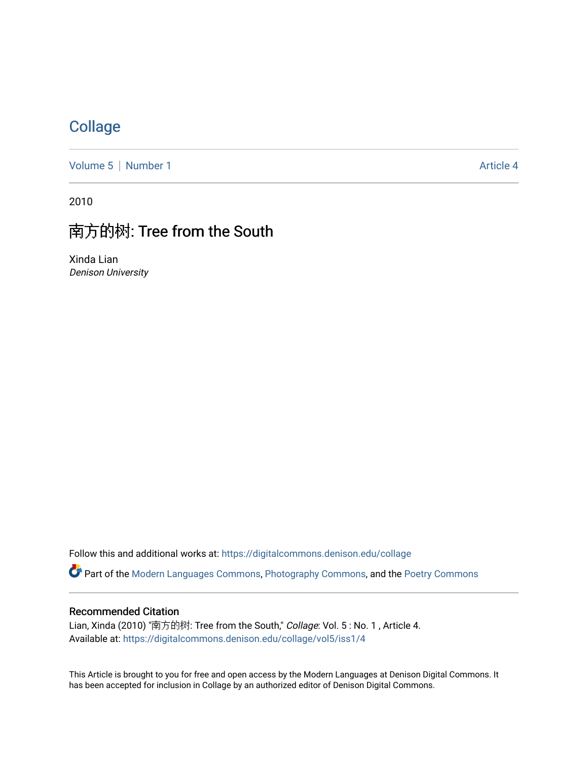# Collage

Volume 5 | Number 1 Article 4

2010

## 南方的树: Tree from the South

Xinda Lian
*Denison University*

Follow this and additional works at: https://digitalcommons.denison.edu/collage

Part of the Modern Languages Commons, Photography Commons, and the Poetry Commons

### Recommended Citation

Lian, Xinda (2010) "南方的树: Tree from the South," *Collage*: Vol. 5 : No. 1 , Article 4.
Available at: https://digitalcommons.denison.edu/collage/vol5/iss1/4

This Article is brought to you for free and open access by the Modern Languages at Denison Digital Commons. It has been accepted for inclusion in Collage by an authorized editor of Denison Digital Commons.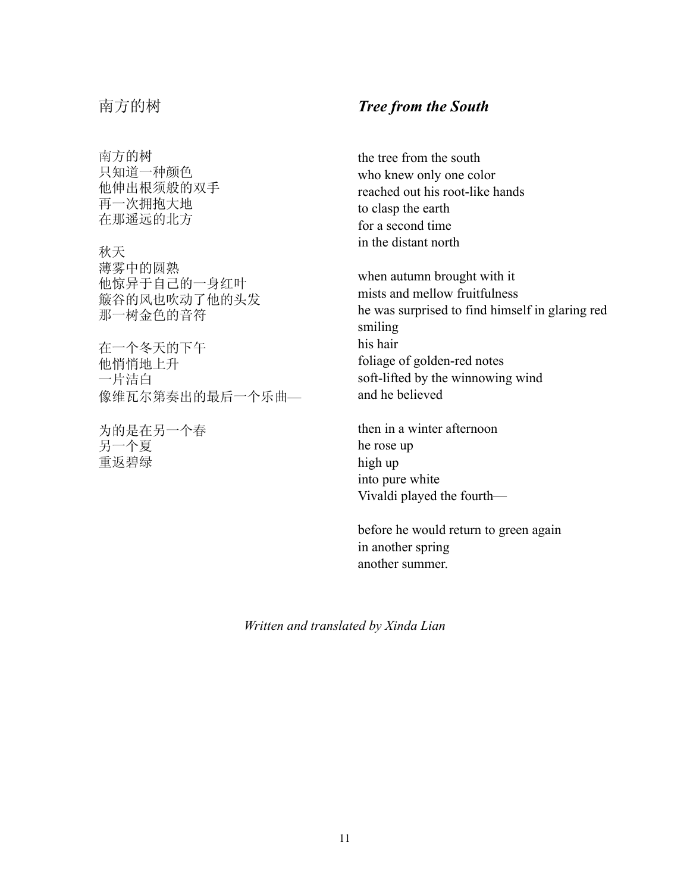## 南方的树

南方的树
只知道一种颜色
他伸出根须般的双手
再一次拥抱大地
在那遥远的北方

秋天
薄雾中的圆熟
他惊异于自己的一身红叶
簸谷的风也吹动了他的头发
那一树金色的音符

在一个冬天的下午
他悄悄地上升
一片洁白
像维瓦尔第奏出的最后一个乐曲—

为的是在另一个春
另一个夏
重返碧绿

## *Tree from the South*

the tree from the south
who knew only one color
reached out his root-like hands
to clasp the earth
for a second time
in the distant north

when autumn brought with it
mists and mellow fruitfulness
he was surprised to find himself in glaring red
smiling
his hair
foliage of golden-red notes
soft-lifted by the winnowing wind
and he believed

then in a winter afternoon
he rose up
high up
into pure white
Vivaldi played the fourth—

before he would return to green again
in another spring
another summer.

*Written and translated by Xinda Lian*